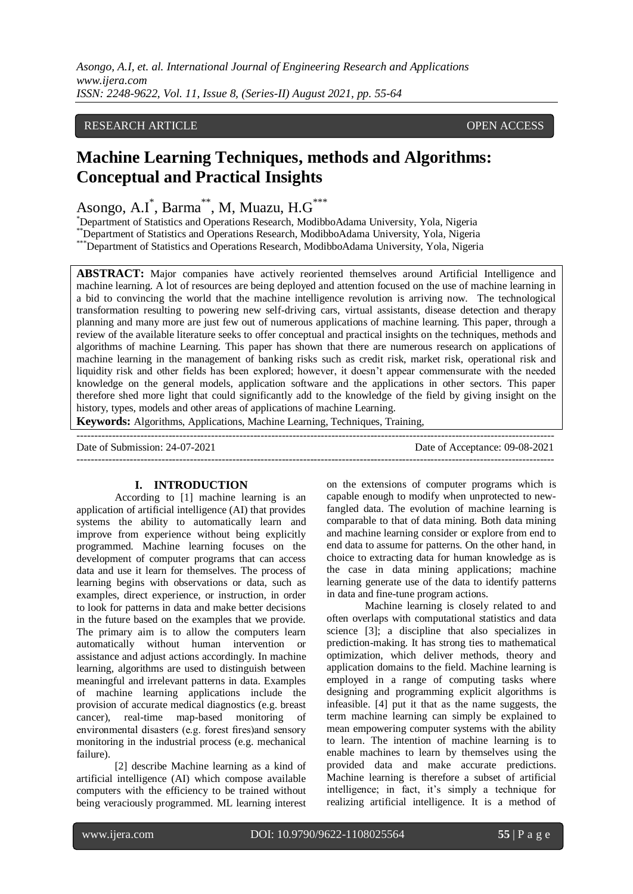RESEARCH ARTICLE OPEN ACCESS

# Machine Learning Techniques, methods and Algorithms: Conceptual and Practical Insights

Asongo, A.I[*], Barma[**], M, Muazu, H.G[***]

[*]Department of Statistics and Operations Research, ModibboAdama University, Yola, Nigeria
[**]Department of Statistics and Operations Research, ModibboAdama University, Yola, Nigeria
[***]Department of Statistics and Operations Research, ModibboAdama University, Yola, Nigeria

**ABSTRACT:** Major companies have actively reoriented themselves around Artificial Intelligence and machine learning. A lot of resources are being deployed and attention focused on the use of machine learning in a bid to convincing the world that the machine intelligence revolution is arriving now. The technological transformation resulting to powering new self-driving cars, virtual assistants, disease detection and therapy planning and many more are just few out of numerous applications of machine learning. This paper, through a review of the available literature seeks to offer conceptual and practical insights on the techniques, methods and algorithms of machine Learning. This paper has shown that there are numerous research on applications of machine learning in the management of banking risks such as credit risk, market risk, operational risk and liquidity risk and other fields has been explored; however, it doesn't appear commensurate with the needed knowledge on the general models, application software and the applications in other sectors. This paper therefore shed more light that could significantly add to the knowledge of the field by giving insight on the history, types, models and other areas of applications of machine Learning.

**Keywords:** Algorithms, Applications, Machine Learning, Techniques, Training,

---

Date of Submission: 24-07-2021 Date of Acceptance: 09-08-2021

---

## I. INTRODUCTION

According to [1] machine learning is an application of artificial intelligence (AI) that provides systems the ability to automatically learn and improve from experience without being explicitly programmed. Machine learning focuses on the development of computer programs that can access data and use it learn for themselves. The process of learning begins with observations or data, such as examples, direct experience, or instruction, in order to look for patterns in data and make better decisions in the future based on the examples that we provide. The primary aim is to allow the computers learn automatically without human intervention or assistance and adjust actions accordingly. In machine learning, algorithms are used to distinguish between meaningful and irrelevant patterns in data. Examples of machine learning applications include the provision of accurate medical diagnostics (e.g. breast cancer), real-time map-based monitoring of environmental disasters (e.g. forest fires)and sensory monitoring in the industrial process (e.g. mechanical failure).

[2] describe Machine learning as a kind of artificial intelligence (AI) which compose available computers with the efficiency to be trained without being veraciously programmed. ML learning interest on the extensions of computer programs which is capable enough to modify when unprotected to new-fangled data. The evolution of machine learning is comparable to that of data mining. Both data mining and machine learning consider or explore from end to end data to assume for patterns. On the other hand, in choice to extracting data for human knowledge as is the case in data mining applications; machine learning generate use of the data to identify patterns in data and fine-tune program actions.

Machine learning is closely related to and often overlaps with computational statistics and data science [3]; a discipline that also specializes in prediction-making. It has strong ties to mathematical optimization, which deliver methods, theory and application domains to the field. Machine learning is employed in a range of computing tasks where designing and programming explicit algorithms is infeasible. [4] put it that as the name suggests, the term machine learning can simply be explained to mean empowering computer systems with the ability to learn. The intention of machine learning is to enable machines to learn by themselves using the provided data and make accurate predictions. Machine learning is therefore a subset of artificial intelligence; in fact, it's simply a technique for realizing artificial intelligence. It is a method of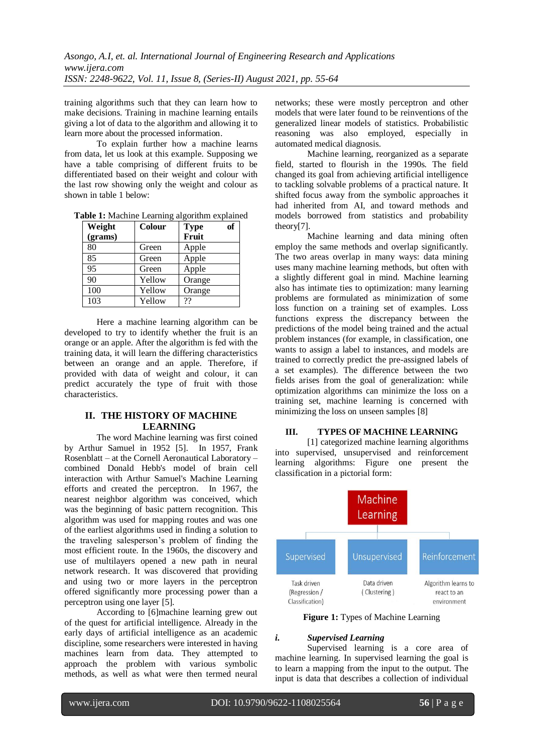training algorithms such that they can learn how to make decisions. Training in machine learning entails giving a lot of data to the algorithm and allowing it to learn more about the processed information.

To explain further how a machine learns from data, let us look at this example. Supposing we have a table comprising of different fruits to be differentiated based on their weight and colour with the last row showing only the weight and colour as shown in table 1 below:

**Table 1:** Machine Learning algorithm explained

| Weight (grams) | Colour | Type of Fruit |
|---|---|---|
| 80 | Green | Apple |
| 85 | Green | Apple |
| 95 | Green | Apple |
| 90 | Yellow | Orange |
| 100 | Yellow | Orange |
| 103 | Yellow | ?? |

Here a machine learning algorithm can be developed to try to identify whether the fruit is an orange or an apple. After the algorithm is fed with the training data, it will learn the differing characteristics between an orange and an apple. Therefore, if provided with data of weight and colour, it can predict accurately the type of fruit with those characteristics.

## II. THE HISTORY OF MACHINE LEARNING

The word Machine learning was first coined by Arthur Samuel in 1952 [5]. In 1957, Frank Rosenblatt – at the Cornell Aeronautical Laboratory – combined Donald Hebb's model of brain cell interaction with Arthur Samuel's Machine Learning efforts and created the perceptron. In 1967, the nearest neighbor algorithm was conceived, which was the beginning of basic pattern recognition. This algorithm was used for mapping routes and was one of the earliest algorithms used in finding a solution to the traveling salesperson's problem of finding the most efficient route. In the 1960s, the discovery and use of multilayers opened a new path in neural network research. It was discovered that providing and using two or more layers in the perceptron offered significantly more processing power than a perceptron using one layer [5].

According to [6]machine learning grew out of the quest for artificial intelligence. Already in the early days of artificial intelligence as an academic discipline, some researchers were interested in having machines learn from data. They attempted to approach the problem with various symbolic methods, as well as what were then termed neural networks; these were mostly perceptron and other models that were later found to be reinventions of the generalized linear models of statistics. Probabilistic reasoning was also employed, especially in automated medical diagnosis.

Machine learning, reorganized as a separate field, started to flourish in the 1990s. The field changed its goal from achieving artificial intelligence to tackling solvable problems of a practical nature. It shifted focus away from the symbolic approaches it had inherited from AI, and toward methods and models borrowed from statistics and probability theory[7].

Machine learning and data mining often employ the same methods and overlap significantly. The two areas overlap in many ways: data mining uses many machine learning methods, but often with a slightly different goal in mind. Machine learning also has intimate ties to optimization: many learning problems are formulated as minimization of some loss function on a training set of examples. Loss functions express the discrepancy between the predictions of the model being trained and the actual problem instances (for example, in classification, one wants to assign a label to instances, and models are trained to correctly predict the pre-assigned labels of a set examples). The difference between the two fields arises from the goal of generalization: while optimization algorithms can minimize the loss on a training set, machine learning is concerned with minimizing the loss on unseen samples [8]

## III. TYPES OF MACHINE LEARNING

[1] categorized machine learning algorithms into supervised, unsupervised and reinforcement learning algorithms: Figure one present the classification in a pictorial form:

Machine Learning

Supervised — Task driven (Regression / Classification)

Unsupervised — Data driven ( Clustering )

Reinforcement — Algorithm learns to react to an environment

**Figure 1:** Types of Machine Learning

### *i. Supervised Learning*

Supervised learning is a core area of machine learning. In supervised learning the goal is to learn a mapping from the input to the output. The input is data that describes a collection of individual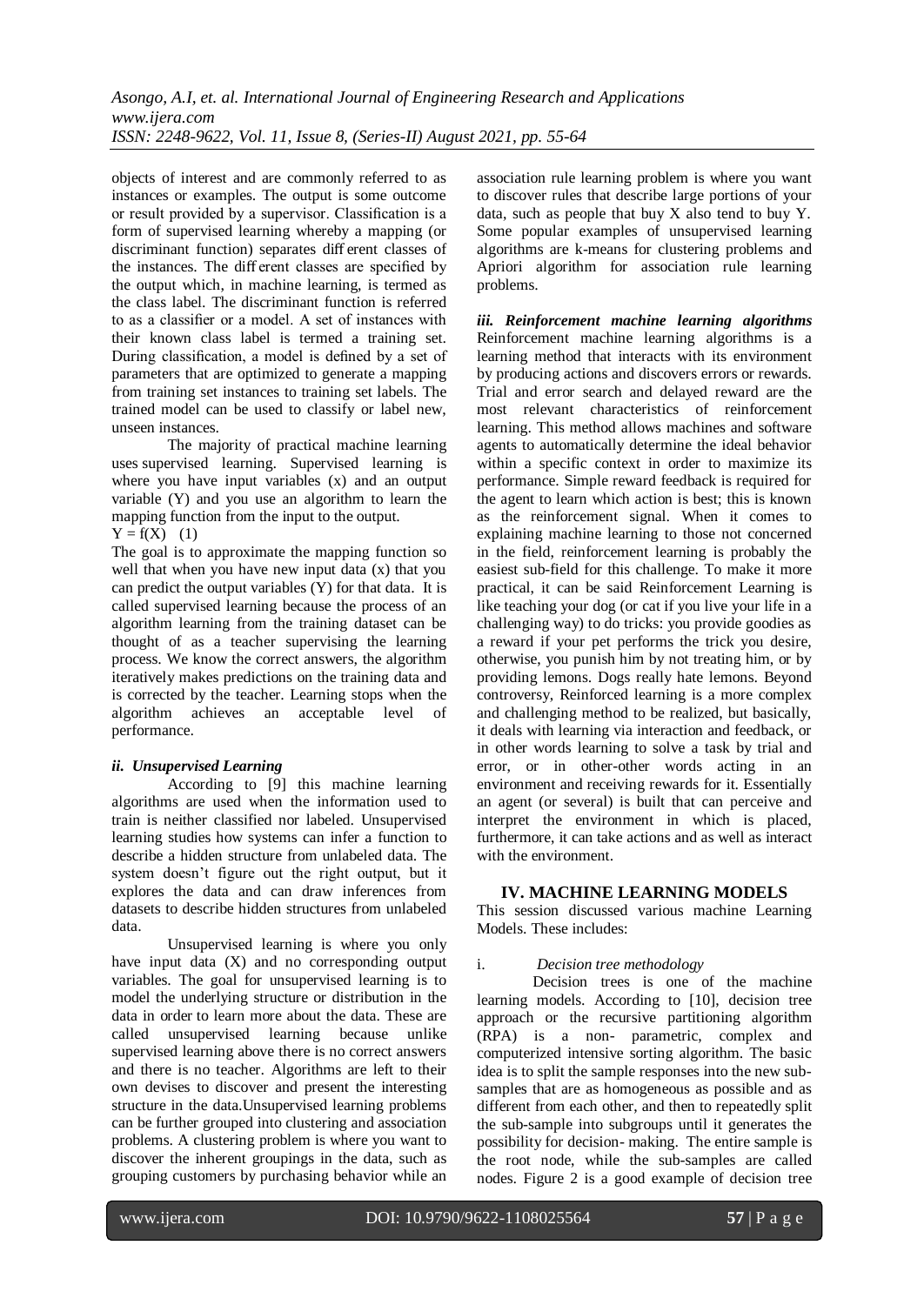objects of interest and are commonly referred to as instances or examples. The output is some outcome or result provided by a supervisor. Classification is a form of supervised learning whereby a mapping (or discriminant function) separates different classes of the instances. The different classes are specified by the output which, in machine learning, is termed as the class label. The discriminant function is referred to as a classifier or a model. A set of instances with their known class label is termed a training set. During classification, a model is defined by a set of parameters that are optimized to generate a mapping from training set instances to training set labels. The trained model can be used to classify or label new, unseen instances.

The majority of practical machine learning uses supervised learning. Supervised learning is where you have input variables (x) and an output variable (Y) and you use an algorithm to learn the mapping function from the input to the output.

$Y = f(X)$ (1)

The goal is to approximate the mapping function so well that when you have new input data (x) that you can predict the output variables (Y) for that data. It is called supervised learning because the process of an algorithm learning from the training dataset can be thought of as a teacher supervising the learning process. We know the correct answers, the algorithm iteratively makes predictions on the training data and is corrected by the teacher. Learning stops when the algorithm achieves an acceptable level of performance.

***ii. Unsupervised Learning***

According to [9] this machine learning algorithms are used when the information used to train is neither classified nor labeled. Unsupervised learning studies how systems can infer a function to describe a hidden structure from unlabeled data. The system doesn't figure out the right output, but it explores the data and can draw inferences from datasets to describe hidden structures from unlabeled data.

Unsupervised learning is where you only have input data (X) and no corresponding output variables. The goal for unsupervised learning is to model the underlying structure or distribution in the data in order to learn more about the data. These are called unsupervised learning because unlike supervised learning above there is no correct answers and there is no teacher. Algorithms are left to their own devises to discover and present the interesting structure in the data.Unsupervised learning problems can be further grouped into clustering and association problems. A clustering problem is where you want to discover the inherent groupings in the data, such as grouping customers by purchasing behavior while an association rule learning problem is where you want to discover rules that describe large portions of your data, such as people that buy X also tend to buy Y. Some popular examples of unsupervised learning algorithms are k-means for clustering problems and Apriori algorithm for association rule learning problems.

***iii. Reinforcement machine learning algorithms***

Reinforcement machine learning algorithms is a learning method that interacts with its environment by producing actions and discovers errors or rewards. Trial and error search and delayed reward are the most relevant characteristics of reinforcement learning. This method allows machines and software agents to automatically determine the ideal behavior within a specific context in order to maximize its performance. Simple reward feedback is required for the agent to learn which action is best; this is known as the reinforcement signal. When it comes to explaining machine learning to those not concerned in the field, reinforcement learning is probably the easiest sub-field for this challenge. To make it more practical, it can be said Reinforcement Learning is like teaching your dog (or cat if you live your life in a challenging way) to do tricks: you provide goodies as a reward if your pet performs the trick you desire, otherwise, you punish him by not treating him, or by providing lemons. Dogs really hate lemons. Beyond controversy, Reinforced learning is a more complex and challenging method to be realized, but basically, it deals with learning via interaction and feedback, or in other words learning to solve a task by trial and error, or in other-other words acting in an environment and receiving rewards for it. Essentially an agent (or several) is built that can perceive and interpret the environment in which is placed, furthermore, it can take actions and as well as interact with the environment.

## IV. MACHINE LEARNING MODELS

This session discussed various machine Learning Models. These includes:

i. *Decision tree methodology*

Decision trees is one of the machine learning models. According to [10], decision tree approach or the recursive partitioning algorithm (RPA) is a non- parametric, complex and computerized intensive sorting algorithm. The basic idea is to split the sample responses into the new sub-samples that are as homogeneous as possible and as different from each other, and then to repeatedly split the sub-sample into subgroups until it generates the possibility for decision- making. The entire sample is the root node, while the sub-samples are called nodes. Figure 2 is a good example of decision tree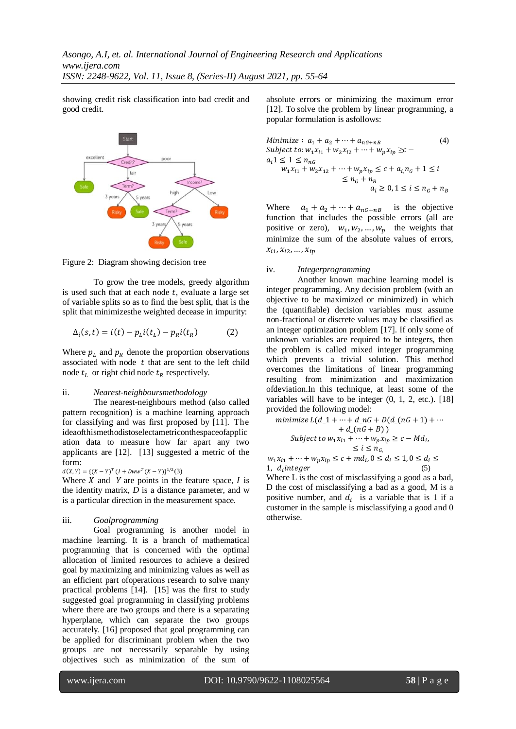showing credit risk classification into bad credit and good credit.

Figure 2: Diagram showing decision tree

To grow the tree models, greedy algorithm is used such that at each node $t$, evaluate a large set of variable splits so as to find the best split, that is the split that minimizesthe weighted decease in impurity:

$$\Delta_i(s,t) = i(t) - p_L i(t_L) - p_R i(t_R) \qquad (2)$$

Where $p_L$ and $p_R$ denote the proportion observations associated with node $t$ that are sent to the left child node $t_L$ or right child node $t_R$ respectively.

ii. *Nearest-neighboursmethodology*

The nearest-neighbours method (also called pattern recognition) is a machine learning approach for classifying and was first proposed by [11]. The ideaofthismethodistoselectametricinthespaceofapplication data to measure how far apart any two applicants are [12]. [13] suggested a metric of the form:

$$d(X,Y) = \{(X-Y)^T (I + Dww^T (X-Y)\}^{1/2} (3)$$

Where $X$ and $Y$ are points in the feature space, $I$ is the identity matrix, $D$ is a distance parameter, and w is a particular direction in the measurement space.

iii. *Goalprogramming*

Goal programming is another model in machine learning. It is a branch of mathematical programming that is concerned with the optimal allocation of limited resources to achieve a desired goal by maximizing and minimizing values as well as an efficient part ofoperations research to solve many practical problems [14]. [15] was the first to study suggested goal programming in classifying problems where there are two groups and there is a separating hyperplane, which can separate the two groups accurately. [16] proposed that goal programming can be applied for discriminant problem when the two groups are not necessarily separable by using objectives such as minimization of the sum of absolute errors or minimizing the maximum error [12]. To solve the problem by linear programming, a popular formulation is asfollows:

$$Minimize: \; a_1 + a_2 + \cdots + a_{nG+nB} \qquad (4)$$

$$Subject\ to: w_1x_{i1} + w_2x_{i2} + \cdots + w_px_{ip} \geq c - a_i 1 \leq \mathrm{I} \leq n_{nG}$$

$$w_1x_{i1} + w_2x_{12} + \cdots + w_px_{ip} \leq c + a_{i,}n_G + 1 \leq i \leq n_G + n_B$$

$$a_i \geq 0, 1 \leq i \leq n_G + n_B$$

Where $a_1 + a_2 + \cdots + a_{nG+nB}$ is the objective function that includes the possible errors (all are positive or zero), $w_1, w_2, \ldots, w_p$ the weights that minimize the sum of the absolute values of errors, $x_{i1}, x_{i2}, \ldots, x_{ip}$

iv. *Integerprogramming*

Another known machine learning model is integer programming. Any decision problem (with an objective to be maximized or minimized) in which the (quantifiable) decision variables must assume non-fractional or discrete values may be classified as an integer optimization problem [17]. If only some of unknown variables are required to be integers, then the problem is called mixed integer programming which prevents a trivial solution. This method overcomes the limitations of linear programming resulting from minimization and maximization ofdeviation.In this technique, at least some of the variables will have to be integer (0, 1, 2, etc.). [18] provided the following model:

$$minimize\ L(d\_1 + \cdots + d\_nG + D(d\_(nG+1) + \cdots + d\_(nG+B)\,)$$

$$Subject\ to\ w_1x_{i1} + \cdots + w_px_{ip} \geq c - Md_i, \leq i \leq n_{G,}$$

$$w_1x_{i1} + \cdots + w_px_{ip} \leq c + md_i, 0 \leq d_i \leq 1, 0 \leq d_i \leq 1,\ d_i integer \qquad (5)$$

Where L is the cost of misclassifying a good as a bad, D the cost of misclassifying a bad as a good, M is a positive number, and $d_i$ is a variable that is 1 if a customer in the sample is misclassifying a good and 0 otherwise.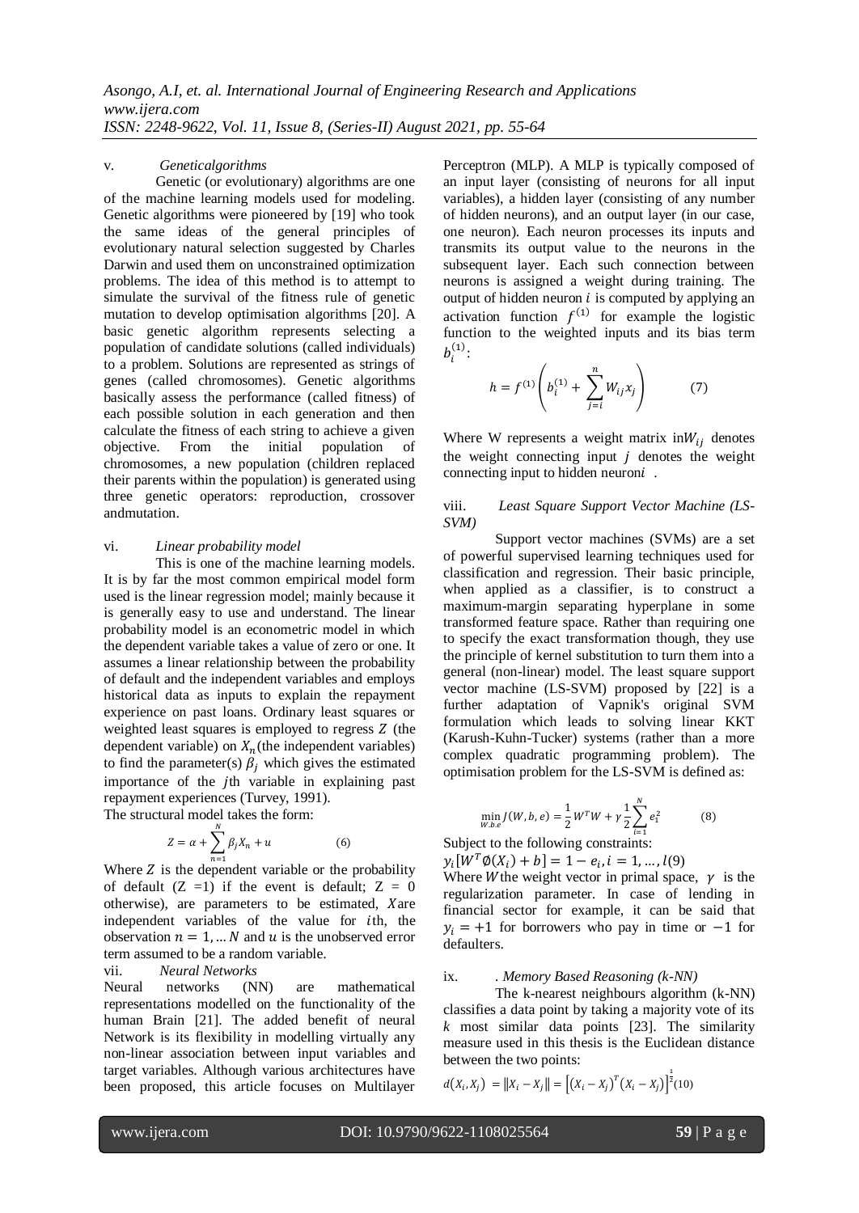v. *Geneticalgorithms*

Genetic (or evolutionary) algorithms are one of the machine learning models used for modeling. Genetic algorithms were pioneered by [19] who took the same ideas of the general principles of evolutionary natural selection suggested by Charles Darwin and used them on unconstrained optimization problems. The idea of this method is to attempt to simulate the survival of the fitness rule of genetic mutation to develop optimisation algorithms [20]. A basic genetic algorithm represents selecting a population of candidate solutions (called individuals) to a problem. Solutions are represented as strings of genes (called chromosomes). Genetic algorithms basically assess the performance (called fitness) of each possible solution in each generation and then calculate the fitness of each string to achieve a given objective. From the initial population of chromosomes, a new population (children replaced their parents within the population) is generated using three genetic operators: reproduction, crossover andmutation.

vi. *Linear probability model*

This is one of the machine learning models. It is by far the most common empirical model form used is the linear regression model; mainly because it is generally easy to use and understand. The linear probability model is an econometric model in which the dependent variable takes a value of zero or one. It assumes a linear relationship between the probability of default and the independent variables and employs historical data as inputs to explain the repayment experience on past loans. Ordinary least squares or weighted least squares is employed to regress $Z$ (the dependent variable) on $X_n$ (the independent variables) to find the parameter(s) $\beta_j$ which gives the estimated importance of the $j$th variable in explaining past repayment experiences (Turvey, 1991).

The structural model takes the form:

$$Z = \alpha + \sum_{n=1}^{N} \beta_j X_n + u \qquad (6)$$

Where $Z$ is the dependent variable or the probability of default ($Z = 1$) if the event is default; $Z = 0$ otherwise), are parameters to be estimated, $X$are independent variables of the value for $i$th, the observation $n = 1, \ldots N$ and $u$ is the unobserved error term assumed to be a random variable.

vii. *Neural Networks*

Neural networks (NN) are mathematical representations modelled on the functionality of the human Brain [21]. The added benefit of neural Network is its flexibility in modelling virtually any non-linear association between input variables and target variables. Although various architectures have been proposed, this article focuses on Multilayer Perceptron (MLP). A MLP is typically composed of an input layer (consisting of neurons for all input variables), a hidden layer (consisting of any number of hidden neurons), and an output layer (in our case, one neuron). Each neuron processes its inputs and transmits its output value to the neurons in the subsequent layer. Each such connection between neurons is assigned a weight during training. The output of hidden neuron $i$ is computed by applying an activation function $f^{(1)}$ for example the logistic function to the weighted inputs and its bias term $b_i^{(1)}$:

$$h = f^{(1)}\left(b_i^{(1)} + \sum_{j=i}^{n} W_{ij} x_j\right) \qquad (7)$$

Where W represents a weight matrix in$W_{ij}$ denotes the weight connecting input $j$ denotes the weight connecting input to hidden neuron$i$ .

viii. *Least Square Support Vector Machine (LS-SVM)*

Support vector machines (SVMs) are a set of powerful supervised learning techniques used for classification and regression. Their basic principle, when applied as a classifier, is to construct a maximum-margin separating hyperplane in some transformed feature space. Rather than requiring one to specify the exact transformation though, they use the principle of kernel substitution to turn them into a general (non-linear) model. The least square support vector machine (LS-SVM) proposed by [22] is a further adaptation of Vapnik's original SVM formulation which leads to solving linear KKT (Karush-Kuhn-Tucker) systems (rather than a more complex quadratic programming problem). The optimisation problem for the LS-SVM is defined as:

$$\min_{W,b,e} J(W, b, e) = \frac{1}{2} W^T W + \gamma \frac{1}{2} \sum_{i=1}^{N} e_1^2 \qquad (8)$$

Subject to the following constraints:

$y_i[W^T \emptyset(X_i) + b] = 1 - e_i, i = 1, \ldots, l$(9)

Where $W$the weight vector in primal space, $\gamma$ is the regularization parameter. In case of lending in financial sector for example, it can be said that $y_i = +1$ for borrowers who pay in time or $-1$ for defaulters.

ix. *. Memory Based Reasoning (k-NN)*

The k-nearest neighbours algorithm (k-NN) classifies a data point by taking a majority vote of its $k$ most similar data points [23]. The similarity measure used in this thesis is the Euclidean distance between the two points:

$$d(X_i, X_j) = \|X_i - X_j\| = \left[(X_i - X_j)^T (X_i - X_j)\right]^{\frac{1}{2}} (10)$$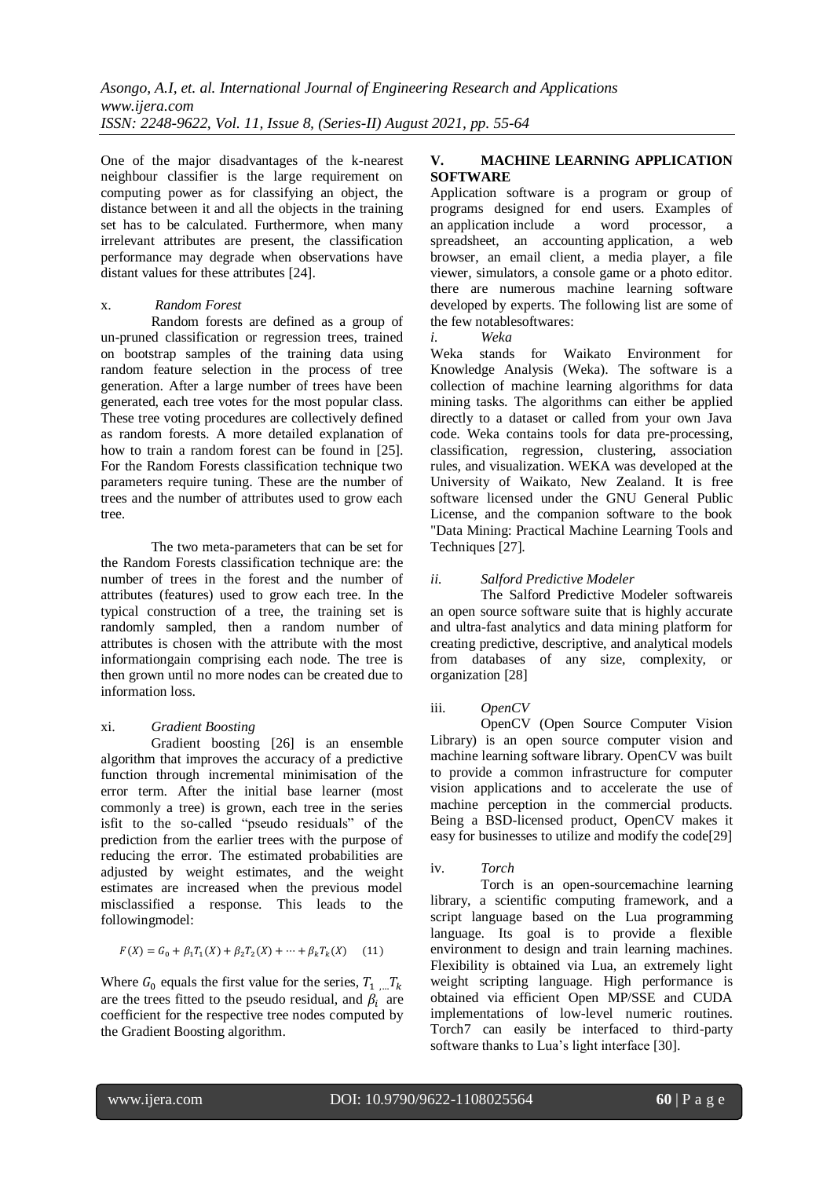One of the major disadvantages of the k-nearest neighbour classifier is the large requirement on computing power as for classifying an object, the distance between it and all the objects in the training set has to be calculated. Furthermore, when many irrelevant attributes are present, the classification performance may degrade when observations have distant values for these attributes [24].

x. *Random Forest*

Random forests are defined as a group of un-pruned classification or regression trees, trained on bootstrap samples of the training data using random feature selection in the process of tree generation. After a large number of trees have been generated, each tree votes for the most popular class. These tree voting procedures are collectively defined as random forests. A more detailed explanation of how to train a random forest can be found in [25]. For the Random Forests classification technique two parameters require tuning. These are the number of trees and the number of attributes used to grow each tree.

The two meta-parameters that can be set for the Random Forests classification technique are: the number of trees in the forest and the number of attributes (features) used to grow each tree. In the typical construction of a tree, the training set is randomly sampled, then a random number of attributes is chosen with the attribute with the most informationgain comprising each node. The tree is then grown until no more nodes can be created due to information loss.

xi. *Gradient Boosting*

Gradient boosting [26] is an ensemble algorithm that improves the accuracy of a predictive function through incremental minimisation of the error term. After the initial base learner (most commonly a tree) is grown, each tree in the series isfit to the so-called "pseudo residuals" of the prediction from the earlier trees with the purpose of reducing the error. The estimated probabilities are adjusted by weight estimates, and the weight estimates are increased when the previous model misclassified a response. This leads to the followingmodel:

$$F(X) = G_0 + \beta_1 T_1(X) + \beta_2 T_2(X) + \cdots + \beta_k T_k(X) \quad (11)$$

Where $G_0$ equals the first value for the series, $T_1, ... T_k$ are the trees fitted to the pseudo residual, and $\beta_i$ are coefficient for the respective tree nodes computed by the Gradient Boosting algorithm.

## V. MACHINE LEARNING APPLICATION SOFTWARE

Application software is a program or group of programs designed for end users. Examples of an application include a word processor, a spreadsheet, an accounting application, a web browser, an email client, a media player, a file viewer, simulators, a console game or a photo editor. there are numerous machine learning software developed by experts. The following list are some of the few notablesoftwares:

i. *Weka*

Weka stands for Waikato Environment for Knowledge Analysis (Weka). The software is a collection of machine learning algorithms for data mining tasks. The algorithms can either be applied directly to a dataset or called from your own Java code. Weka contains tools for data pre-processing, classification, regression, clustering, association rules, and visualization. WEKA was developed at the University of Waikato, New Zealand. It is free software licensed under the GNU General Public License, and the companion software to the book "Data Mining: Practical Machine Learning Tools and Techniques [27].

ii. *Salford Predictive Modeler*

The Salford Predictive Modeler softwareis an open source software suite that is highly accurate and ultra-fast analytics and data mining platform for creating predictive, descriptive, and analytical models from databases of any size, complexity, or organization [28]

iii. *OpenCV*

OpenCV (Open Source Computer Vision Library) is an open source computer vision and machine learning software library. OpenCV was built to provide a common infrastructure for computer vision applications and to accelerate the use of machine perception in the commercial products. Being a BSD-licensed product, OpenCV makes it easy for businesses to utilize and modify the code[29]

iv. *Torch*

Torch is an open-sourcemachine learning library, a scientific computing framework, and a script language based on the Lua programming language. Its goal is to provide a flexible environment to design and train learning machines. Flexibility is obtained via Lua, an extremely light weight scripting language. High performance is obtained via efficient Open MP/SSE and CUDA implementations of low-level numeric routines. Torch7 can easily be interfaced to third-party software thanks to Lua's light interface [30].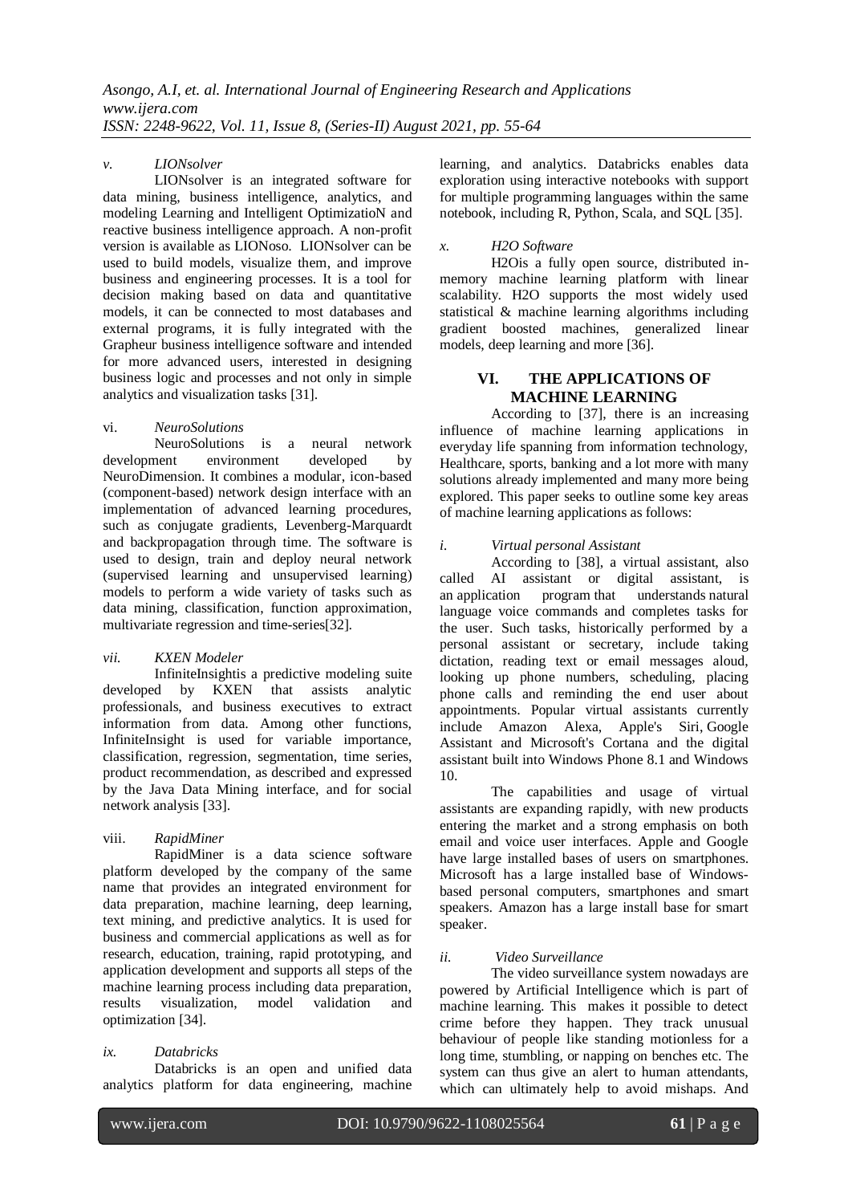*v. LIONsolver*

LIONsolver is an integrated software for data mining, business intelligence, analytics, and modeling Learning and Intelligent OptimizatioN and reactive business intelligence approach. A non-profit version is available as LIONoso. LIONsolver can be used to build models, visualize them, and improve business and engineering processes. It is a tool for decision making based on data and quantitative models, it can be connected to most databases and external programs, it is fully integrated with the Grapheur business intelligence software and intended for more advanced users, interested in designing business logic and processes and not only in simple analytics and visualization tasks [31].

vi. *NeuroSolutions*

NeuroSolutions is a neural network development environment developed by NeuroDimension. It combines a modular, icon-based (component-based) network design interface with an implementation of advanced learning procedures, such as conjugate gradients, Levenberg-Marquardt and backpropagation through time. The software is used to design, train and deploy neural network (supervised learning and unsupervised learning) models to perform a wide variety of tasks such as data mining, classification, function approximation, multivariate regression and time-series[32].

*vii. KXEN Modeler*

InfiniteInsightis a predictive modeling suite developed by KXEN that assists analytic professionals, and business executives to extract information from data. Among other functions, InfiniteInsight is used for variable importance, classification, regression, segmentation, time series, product recommendation, as described and expressed by the Java Data Mining interface, and for social network analysis [33].

viii. *RapidMiner*

RapidMiner is a data science software platform developed by the company of the same name that provides an integrated environment for data preparation, machine learning, deep learning, text mining, and predictive analytics. It is used for business and commercial applications as well as for research, education, training, rapid prototyping, and application development and supports all steps of the machine learning process including data preparation, results visualization, model validation and optimization [34].

*ix. Databricks*

Databricks is an open and unified data analytics platform for data engineering, machine learning, and analytics. Databricks enables data exploration using interactive notebooks with support for multiple programming languages within the same notebook, including R, Python, Scala, and SQL [35].

*x. H2O Software*

H2Ois a fully open source, distributed in-memory machine learning platform with linear scalability. H2O supports the most widely used statistical & machine learning algorithms including gradient boosted machines, generalized linear models, deep learning and more [36].

## VI. THE APPLICATIONS OF MACHINE LEARNING

According to [37], there is an increasing influence of machine learning applications in everyday life spanning from information technology, Healthcare, sports, banking and a lot more with many solutions already implemented and many more being explored. This paper seeks to outline some key areas of machine learning applications as follows:

*i. Virtual personal Assistant*

According to [38], a virtual assistant, also called AI assistant or digital assistant, is an application program that understands natural language voice commands and completes tasks for the user. Such tasks, historically performed by a personal assistant or secretary, include taking dictation, reading text or email messages aloud, looking up phone numbers, scheduling, placing phone calls and reminding the end user about appointments. Popular virtual assistants currently include Amazon Alexa, Apple's Siri, Google Assistant and Microsoft's Cortana and the digital assistant built into Windows Phone 8.1 and Windows 10.

The capabilities and usage of virtual assistants are expanding rapidly, with new products entering the market and a strong emphasis on both email and voice user interfaces. Apple and Google have large installed bases of users on smartphones. Microsoft has a large installed base of Windows-based personal computers, smartphones and smart speakers. Amazon has a large install base for smart speaker.

*ii. Video Surveillance*

The video surveillance system nowadays are powered by Artificial Intelligence which is part of machine learning. This makes it possible to detect crime before they happen. They track unusual behaviour of people like standing motionless for a long time, stumbling, or napping on benches etc. The system can thus give an alert to human attendants, which can ultimately help to avoid mishaps. And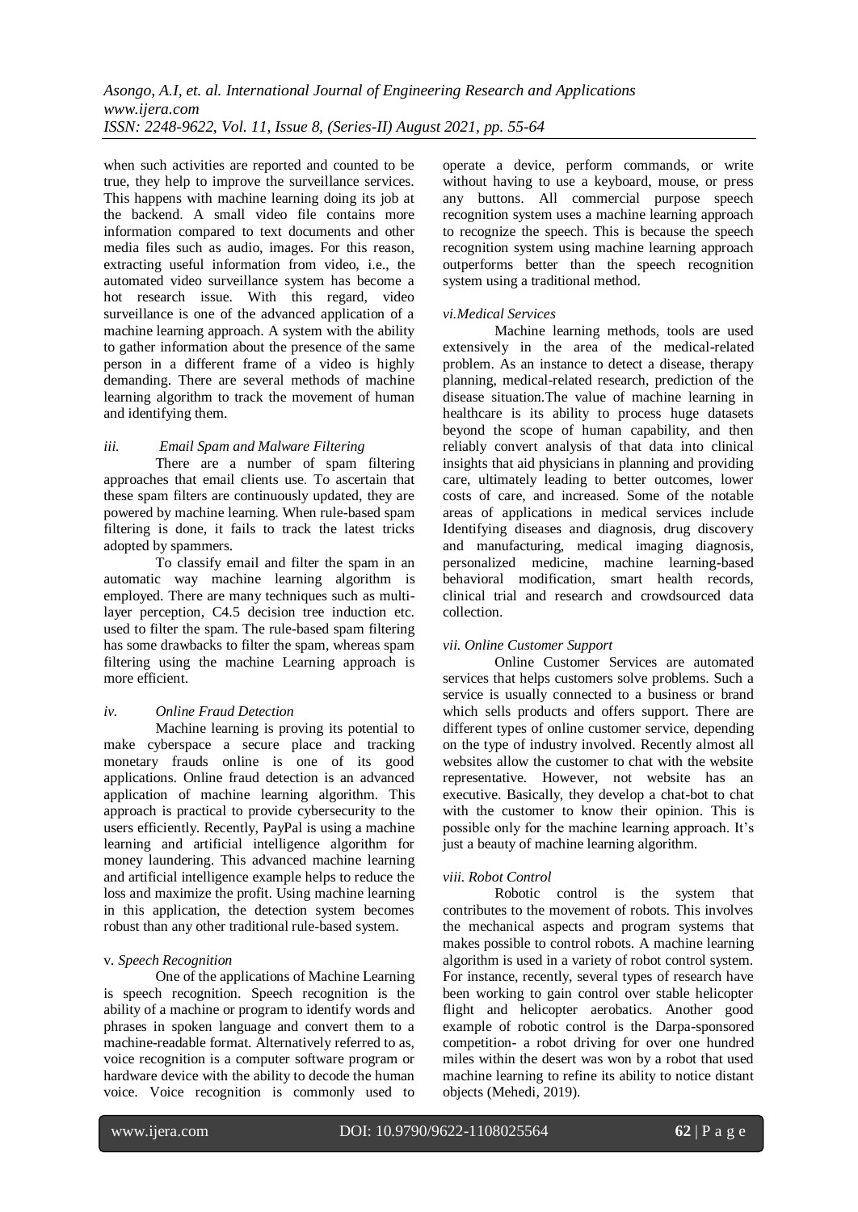when such activities are reported and counted to be true, they help to improve the surveillance services. This happens with machine learning doing its job at the backend. A small video file contains more information compared to text documents and other media files such as audio, images. For this reason, extracting useful information from video, i.e., the automated video surveillance system has become a hot research issue. With this regard, video surveillance is one of the advanced application of a machine learning approach. A system with the ability to gather information about the presence of the same person in a different frame of a video is highly demanding. There are several methods of machine learning algorithm to track the movement of human and identifying them.

*iii. Email Spam and Malware Filtering*

There are a number of spam filtering approaches that email clients use. To ascertain that these spam filters are continuously updated, they are powered by machine learning. When rule-based spam filtering is done, it fails to track the latest tricks adopted by spammers.

To classify email and filter the spam in an automatic way machine learning algorithm is employed. There are many techniques such as multi-layer perception, C4.5 decision tree induction etc. used to filter the spam. The rule-based spam filtering has some drawbacks to filter the spam, whereas spam filtering using the machine Learning approach is more efficient.

*iv. Online Fraud Detection*

Machine learning is proving its potential to make cyberspace a secure place and tracking monetary frauds online is one of its good applications. Online fraud detection is an advanced application of machine learning algorithm. This approach is practical to provide cybersecurity to the users efficiently. Recently, PayPal is using a machine learning and artificial intelligence algorithm for money laundering. This advanced machine learning and artificial intelligence example helps to reduce the loss and maximize the profit. Using machine learning in this application, the detection system becomes robust than any other traditional rule-based system.

v. *Speech Recognition*

One of the applications of Machine Learning is speech recognition. Speech recognition is the ability of a machine or program to identify words and phrases in spoken language and convert them to a machine-readable format. Alternatively referred to as, voice recognition is a computer software program or hardware device with the ability to decode the human voice. Voice recognition is commonly used to operate a device, perform commands, or write without having to use a keyboard, mouse, or press any buttons. All commercial purpose speech recognition system uses a machine learning approach to recognize the speech. This is because the speech recognition system using machine learning approach outperforms better than the speech recognition system using a traditional method.

*vi.Medical Services*

Machine learning methods, tools are used extensively in the area of the medical-related problem. As an instance to detect a disease, therapy planning, medical-related research, prediction of the disease situation.The value of machine learning in healthcare is its ability to process huge datasets beyond the scope of human capability, and then reliably convert analysis of that data into clinical insights that aid physicians in planning and providing care, ultimately leading to better outcomes, lower costs of care, and increased. Some of the notable areas of applications in medical services include Identifying diseases and diagnosis, drug discovery and manufacturing, medical imaging diagnosis, personalized medicine, machine learning-based behavioral modification, smart health records, clinical trial and research and crowdsourced data collection.

*vii. Online Customer Support*

Online Customer Services are automated services that helps customers solve problems. Such a service is usually connected to a business or brand which sells products and offers support. There are different types of online customer service, depending on the type of industry involved. Recently almost all websites allow the customer to chat with the website representative. However, not website has an executive. Basically, they develop a chat-bot to chat with the customer to know their opinion. This is possible only for the machine learning approach. It's just a beauty of machine learning algorithm.

*viii. Robot Control*

Robotic control is the system that contributes to the movement of robots. This involves the mechanical aspects and program systems that makes possible to control robots. A machine learning algorithm is used in a variety of robot control system. For instance, recently, several types of research have been working to gain control over stable helicopter flight and helicopter aerobatics. Another good example of robotic control is the Darpa-sponsored competition- a robot driving for over one hundred miles within the desert was won by a robot that used machine learning to refine its ability to notice distant objects (Mehedi, 2019).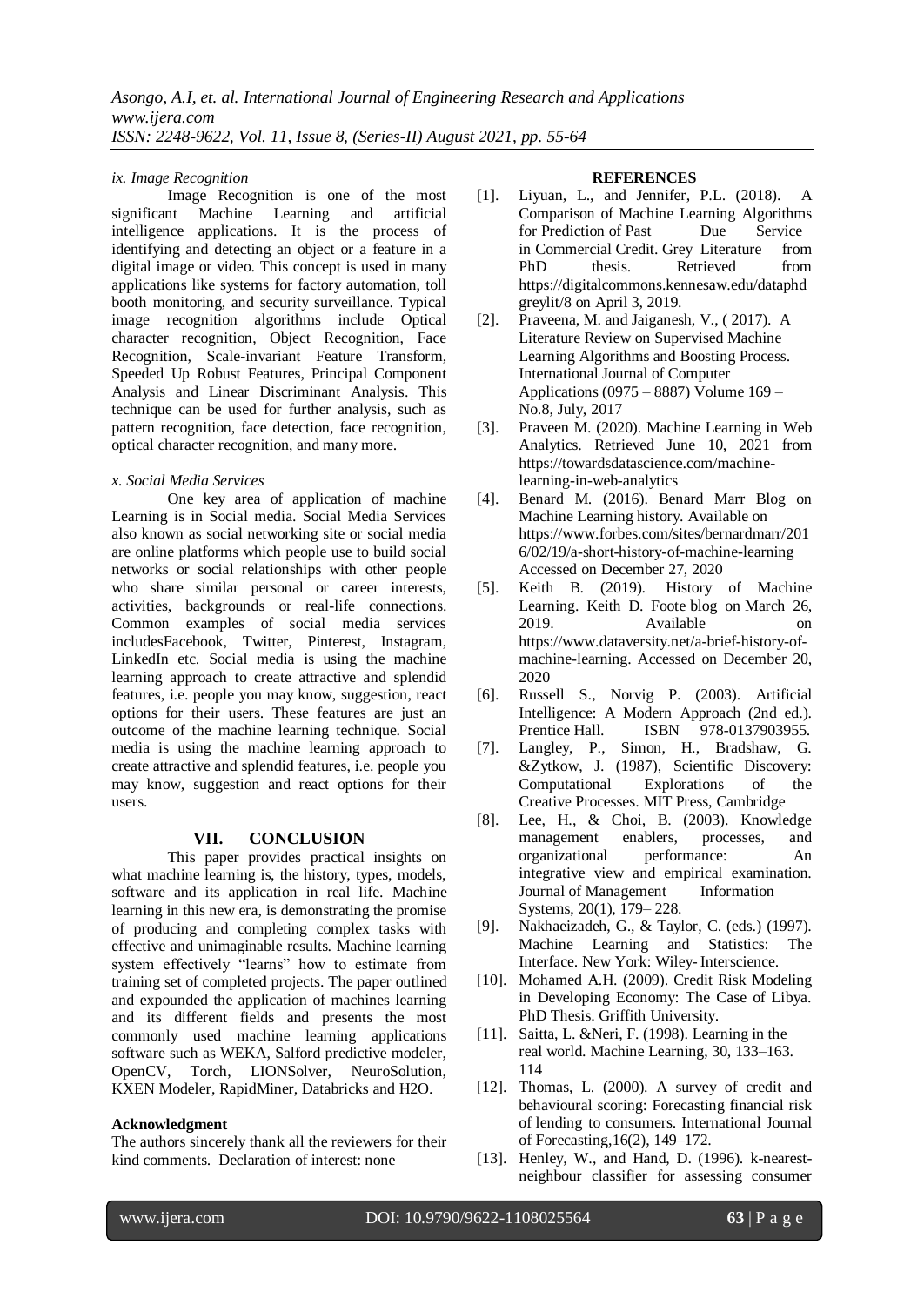*ix. Image Recognition*

Image Recognition is one of the most significant Machine Learning and artificial intelligence applications. It is the process of identifying and detecting an object or a feature in a digital image or video. This concept is used in many applications like systems for factory automation, toll booth monitoring, and security surveillance. Typical image recognition algorithms include Optical character recognition, Object Recognition, Face Recognition, Scale-invariant Feature Transform, Speeded Up Robust Features, Principal Component Analysis and Linear Discriminant Analysis. This technique can be used for further analysis, such as pattern recognition, face detection, face recognition, optical character recognition, and many more.

*x. Social Media Services*

One key area of application of machine Learning is in Social media. Social Media Services also known as social networking site or social media are online platforms which people use to build social networks or social relationships with other people who share similar personal or career interests, activities, backgrounds or real-life connections. Common examples of social media services includesFacebook, Twitter, Pinterest, Instagram, LinkedIn etc. Social media is using the machine learning approach to create attractive and splendid features, i.e. people you may know, suggestion, react options for their users. These features are just an outcome of the machine learning technique. Social media is using the machine learning approach to create attractive and splendid features, i.e. people you may know, suggestion and react options for their users.

## VII. CONCLUSION

This paper provides practical insights on what machine learning is, the history, types, models, software and its application in real life. Machine learning in this new era, is demonstrating the promise of producing and completing complex tasks with effective and unimaginable results. Machine learning system effectively "learns" how to estimate from training set of completed projects. The paper outlined and expounded the application of machines learning and its different fields and presents the most commonly used machine learning applications software such as WEKA, Salford predictive modeler, OpenCV, Torch, LIONSolver, NeuroSolution, KXEN Modeler, RapidMiner, Databricks and H2O.

**Acknowledgment**

The authors sincerely thank all the reviewers for their kind comments. Declaration of interest: none

## REFERENCES

[1]. Liyuan, L., and Jennifer, P.L. (2018). A Comparison of Machine Learning Algorithms for Prediction of Past Due Service in Commercial Credit. Grey Literature from PhD thesis. Retrieved from https://digitalcommons.kennesaw.edu/dataphdgreylit/8 on April 3, 2019.

[2]. Praveena, M. and Jaiganesh, V., ( 2017). A Literature Review on Supervised Machine Learning Algorithms and Boosting Process. International Journal of Computer Applications (0975 – 8887) Volume 169 – No.8, July, 2017

[3]. Praveen M. (2020). Machine Learning in Web Analytics. Retrieved June 10, 2021 from https://towardsdatascience.com/machine-learning-in-web-analytics

[4]. Benard M. (2016). Benard Marr Blog on Machine Learning history. Available on https://www.forbes.com/sites/bernardmarr/2016/02/19/a-short-history-of-machine-learning Accessed on December 27, 2020

[5]. Keith B. (2019). History of Machine Learning. Keith D. Foote blog on March 26, 2019. Available on https://www.dataversity.net/a-brief-history-of-machine-learning. Accessed on December 20, 2020

[6]. Russell S., Norvig P. (2003). Artificial Intelligence: A Modern Approach (2nd ed.). Prentice Hall. ISBN 978-0137903955.

[7]. Langley, P., Simon, H., Bradshaw, G. &Zytkow, J. (1987), Scientific Discovery: Computational Explorations of the Creative Processes. MIT Press, Cambridge

[8]. Lee, H., & Choi, B. (2003). Knowledge management enablers, processes, and organizational performance: An integrative view and empirical examination. Journal of Management Information Systems, 20(1), 179– 228.

[9]. Nakhaeizadeh, G., & Taylor, C. (eds.) (1997). Machine Learning and Statistics: The Interface. New York: Wiley- Interscience.

[10]. Mohamed A.H. (2009). Credit Risk Modeling in Developing Economy: The Case of Libya. PhD Thesis. Griffith University.

[11]. Saitta, L. &Neri, F. (1998). Learning in the real world. Machine Learning, 30, 133–163. 114

[12]. Thomas, L. (2000). A survey of credit and behavioural scoring: Forecasting financial risk of lending to consumers. International Journal of Forecasting,16(2), 149–172.

[13]. Henley, W., and Hand, D. (1996). k-nearest-neighbour classifier for assessing consumer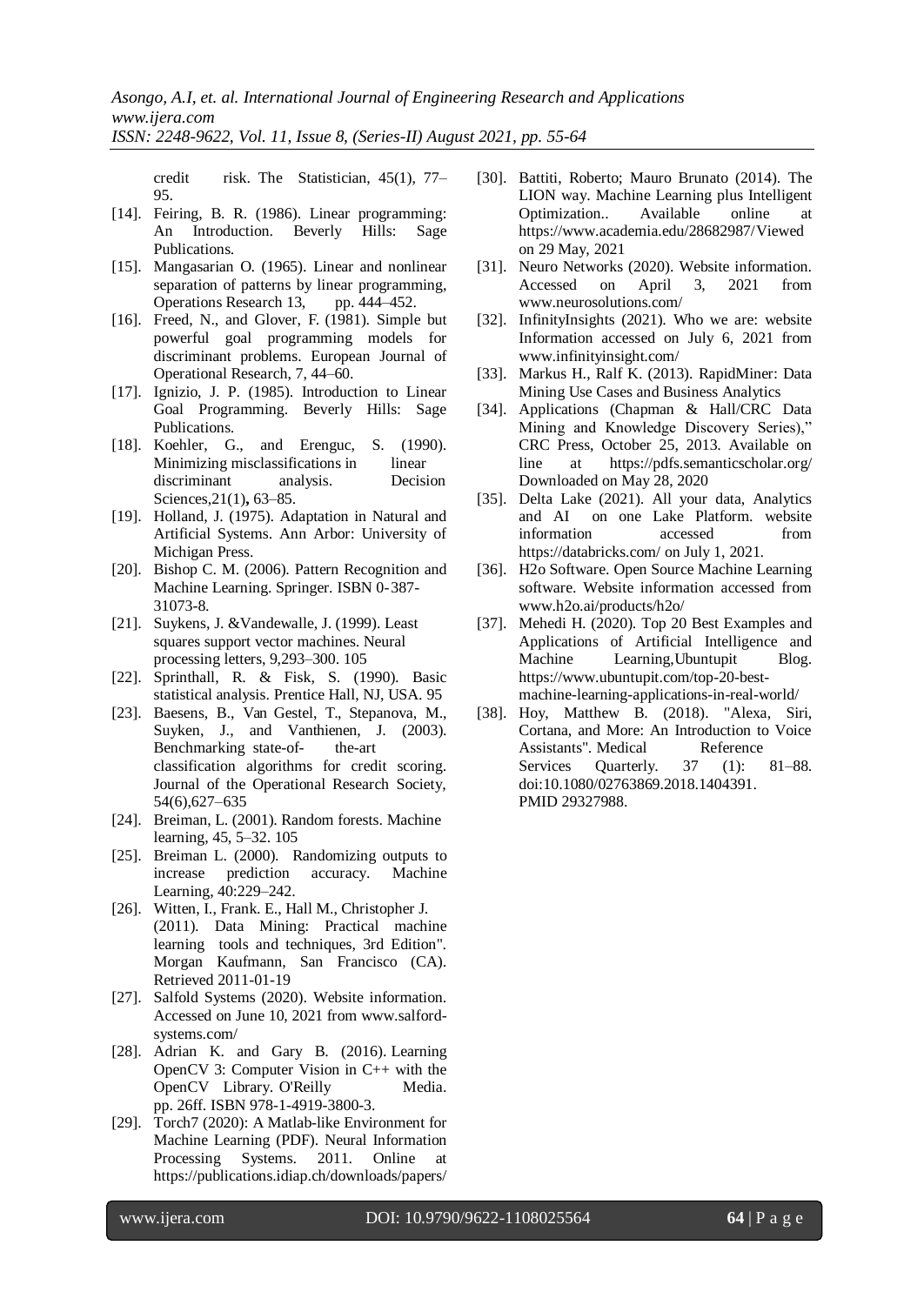credit risk. The Statistician, 45(1), 77–95.

[14]. Feiring, B. R. (1986). Linear programming: An Introduction. Beverly Hills: Sage Publications.

[15]. Mangasarian O. (1965). Linear and nonlinear separation of patterns by linear programming, Operations Research 13, pp. 444–452.

[16]. Freed, N., and Glover, F. (1981). Simple but powerful goal programming models for discriminant problems. European Journal of Operational Research, 7, 44–60.

[17]. Ignizio, J. P. (1985). Introduction to Linear Goal Programming. Beverly Hills: Sage Publications.

[18]. Koehler, G., and Erenguc, S. (1990). Minimizing misclassifications in linear discriminant analysis. Decision Sciences,21(1)**,** 63–85.

[19]. Holland, J. (1975). Adaptation in Natural and Artificial Systems. Ann Arbor: University of Michigan Press.

[20]. Bishop C. M. (2006). Pattern Recognition and Machine Learning. Springer. ISBN 0-387-31073-8.

[21]. Suykens, J. &Vandewalle, J. (1999). Least squares support vector machines. Neural processing letters, 9,293–300. 105

[22]. Sprinthall, R. & Fisk, S. (1990). Basic statistical analysis. Prentice Hall, NJ, USA. 95

[23]. Baesens, B., Van Gestel, T., Stepanova, M., Suyken, J., and Vanthienen, J. (2003). Benchmarking state-of- the-art classification algorithms for credit scoring. Journal of the Operational Research Society, 54(6),627–635

[24]. Breiman, L. (2001). Random forests. Machine learning, 45, 5–32. 105

[25]. Breiman L. (2000). Randomizing outputs to increase prediction accuracy. Machine Learning, 40:229–242.

[26]. Witten, I., Frank. E., Hall M., Christopher J. (2011). Data Mining: Practical machine learning tools and techniques, 3rd Edition". Morgan Kaufmann, San Francisco (CA). Retrieved 2011-01-19

[27]. Salfold Systems (2020). Website information. Accessed on June 10, 2021 from www.salford-systems.com/

[28]. Adrian K. and Gary B. (2016). Learning OpenCV 3: Computer Vision in C++ with the OpenCV Library. O'Reilly Media. pp. 26ff. ISBN 978-1-4919-3800-3.

[29]. Torch7 (2020): A Matlab-like Environment for Machine Learning (PDF). Neural Information Processing Systems. 2011. Online at https://publications.idiap.ch/downloads/papers/

[30]. Battiti, Roberto; Mauro Brunato (2014). The LION way. Machine Learning plus Intelligent Optimization.. Available online at https://www.academia.edu/28682987/Viewed on 29 May, 2021

[31]. Neuro Networks (2020). Website information. Accessed on April 3, 2021 from www.neurosolutions.com/

[32]. InfinityInsights (2021). Who we are: website Information accessed on July 6, 2021 from www.infinityinsight.com/

[33]. Markus H., Ralf K. (2013). RapidMiner: Data Mining Use Cases and Business Analytics

[34]. Applications (Chapman & Hall/CRC Data Mining and Knowledge Discovery Series)," CRC Press, October 25, 2013. Available on line at https://pdfs.semanticscholar.org/ Downloaded on May 28, 2020

[35]. Delta Lake (2021). All your data, Analytics and AI on one Lake Platform. website information accessed from https://databricks.com/ on July 1, 2021.

[36]. H2o Software. Open Source Machine Learning software. Website information accessed from www.h2o.ai/products/h2o/

[37]. Mehedi H. (2020). Top 20 Best Examples and Applications of Artificial Intelligence and Machine Learning,Ubuntupit Blog. https://www.ubuntupit.com/top-20-best-machine-learning-applications-in-real-world/

[38]. Hoy, Matthew B. (2018). "Alexa, Siri, Cortana, and More: An Introduction to Voice Assistants". Medical Reference Services Quarterly. 37 (1): 81–88. doi:10.1080/02763869.2018.1404391. PMID 29327988.